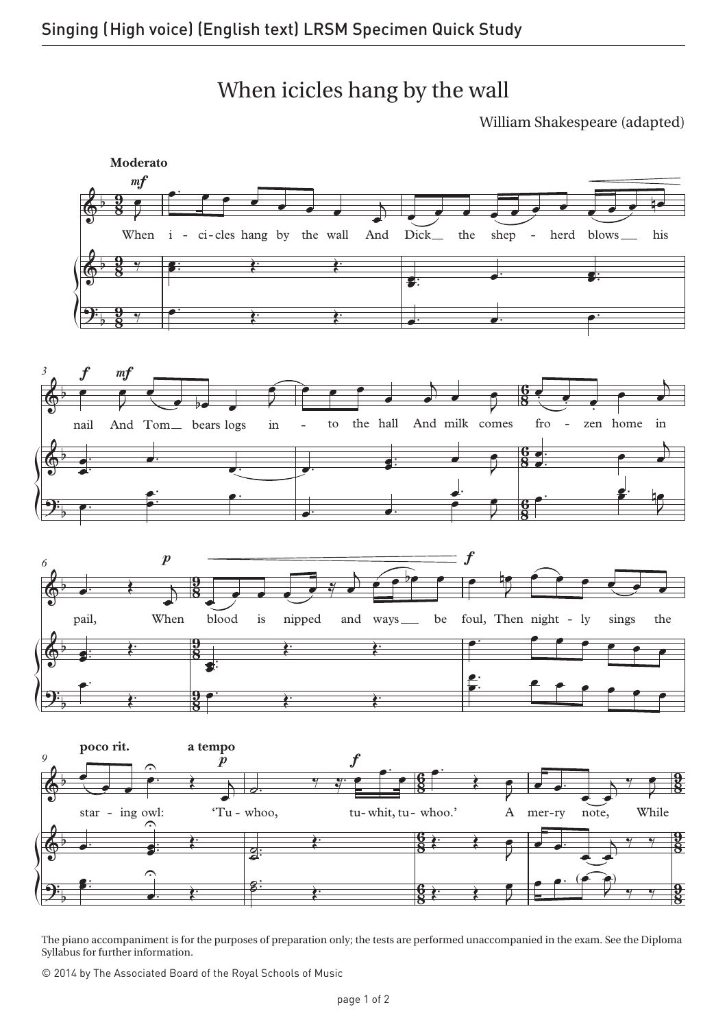# When icicles hang by the wall

William Shakespeare (adapted)

The piano accompaniment is for the purposes of preparation only; the tests are performed unaccompanied in the exam. See the Diploma Syllabus for further information.

© 2014 by The Associated Board of the Royal Schools of Music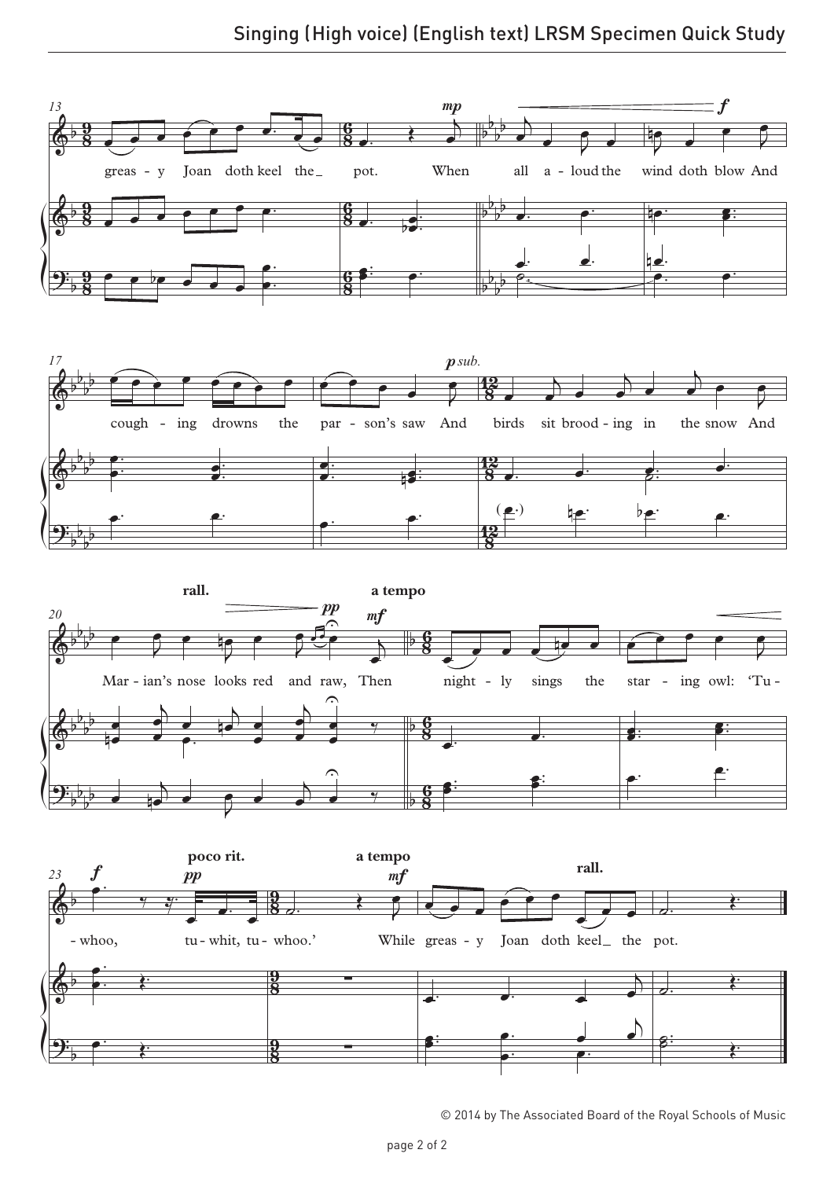© 2014 by The Associated Board of the Royal Schools of Music